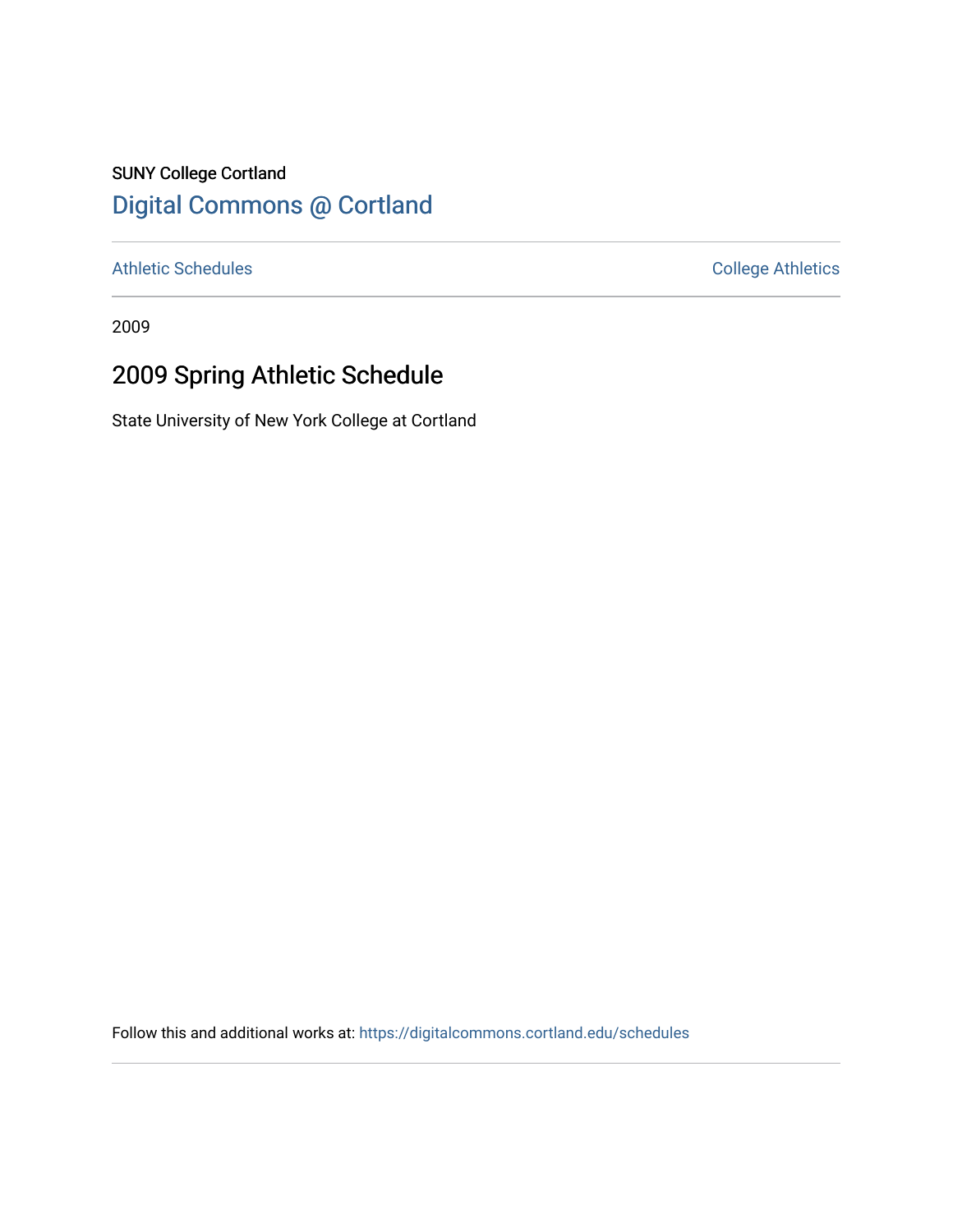SUNY College Cortland

# Digital Commons @ Cortland

Athletic Schedules

College Athletics

2009

## 2009 Spring Athletic Schedule

State University of New York College at Cortland

Follow this and additional works at: https://digitalcommons.cortland.edu/schedules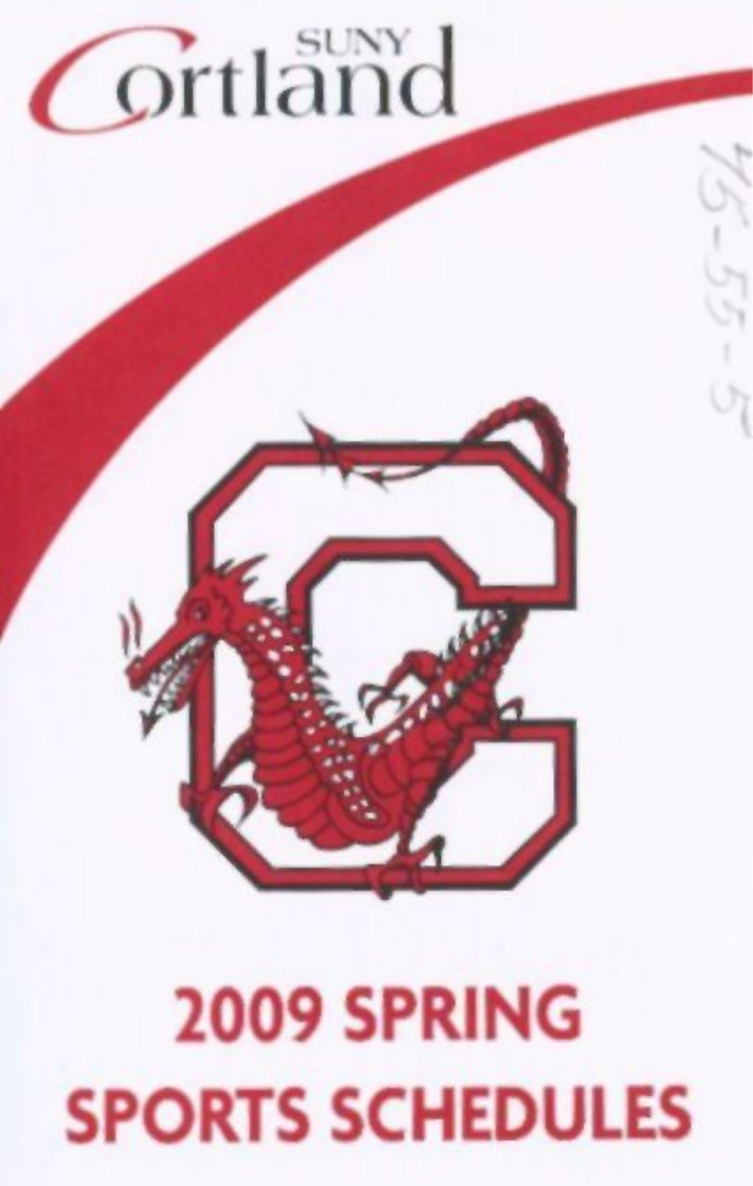SUNY Cortland

# 2009 SPRING SPORTS SCHEDULES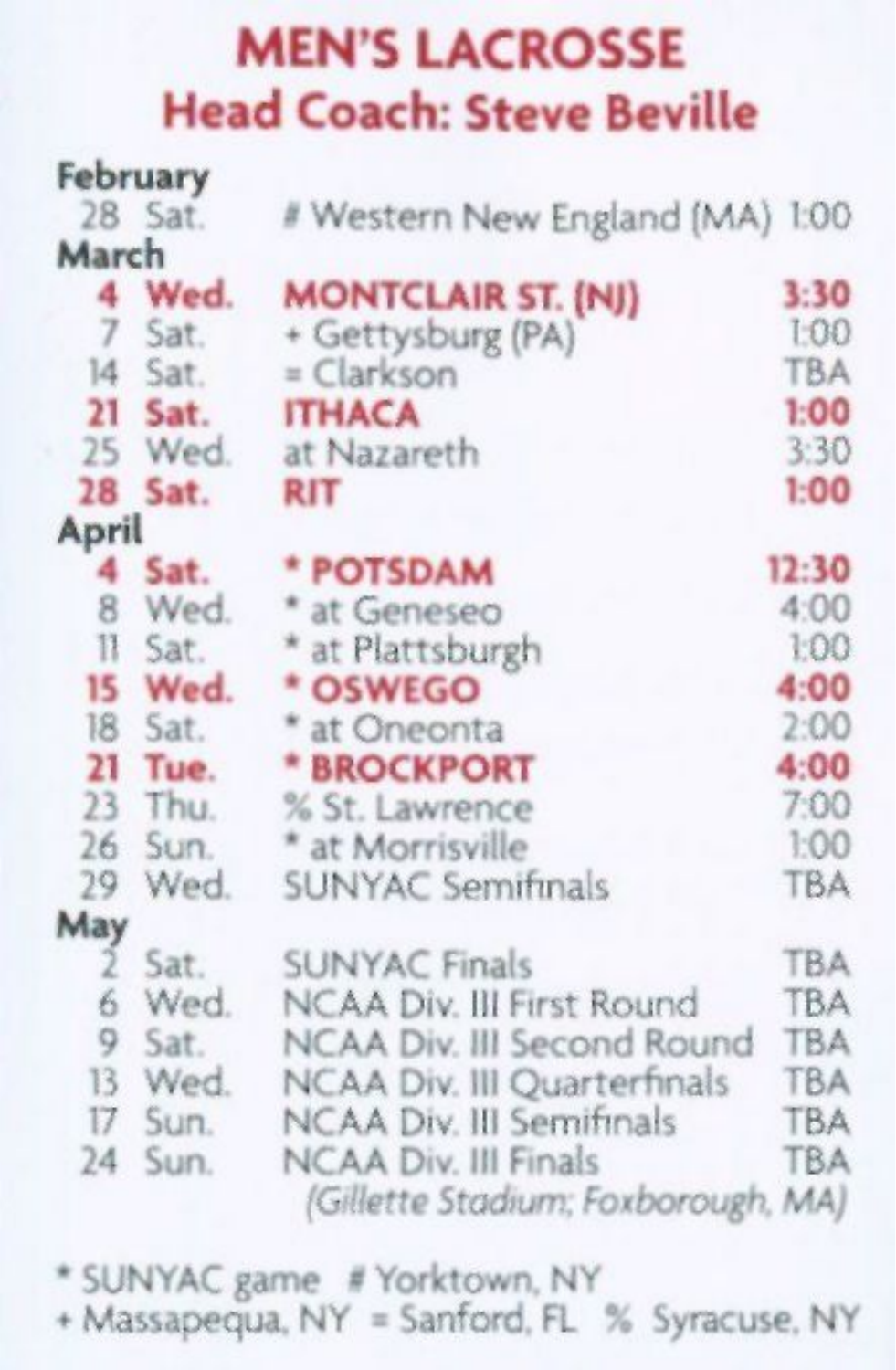# MEN'S LACROSSE

## Head Coach: Steve Beville

| Date | Day | Opponent | Time |
|---|---|---|---|
| **February** | | | |
| 28 | Sat. | # Western New England (MA) | 1:00 |
| **March** | | | |
| **4** | **Wed.** | **MONTCLAIR ST. (NJ)** | **3:30** |
| 7 | Sat. | + Gettysburg (PA) | 1:00 |
| 14 | Sat. | = Clarkson | TBA |
| **21** | **Sat.** | **ITHACA** | **1:00** |
| 25 | Wed. | at Nazareth | 3:30 |
| **28** | **Sat.** | **RIT** | **1:00** |
| **April** | | | |
| **4** | **Sat.** | *** POTSDAM** | **12:30** |
| 8 | Wed. | * at Geneseo | 4:00 |
| 11 | Sat. | * at Plattsburgh | 1:00 |
| **15** | **Wed.** | *** OSWEGO** | **4:00** |
| 18 | Sat. | * at Oneonta | 2:00 |
| **21** | **Tue.** | *** BROCKPORT** | **4:00** |
| 23 | Thu. | % St. Lawrence | 7:00 |
| 26 | Sun. | * at Morrisville | 1:00 |
| 29 | Wed. | SUNYAC Semifinals | TBA |
| **May** | | | |
| 2 | Sat. | SUNYAC Finals | TBA |
| 6 | Wed. | NCAA Div. III First Round | TBA |
| 9 | Sat. | NCAA Div. III Second Round | TBA |
| 13 | Wed. | NCAA Div. III Quarterfinals | TBA |
| 17 | Sun. | NCAA Div. III Semifinals | TBA |
| 24 | Sun. | NCAA Div. III Finals *(Gillette Stadium; Foxborough, MA)* | TBA |

* SUNYAC game # Yorktown, NY
+ Massapequa, NY = Sanford, FL % Syracuse, NY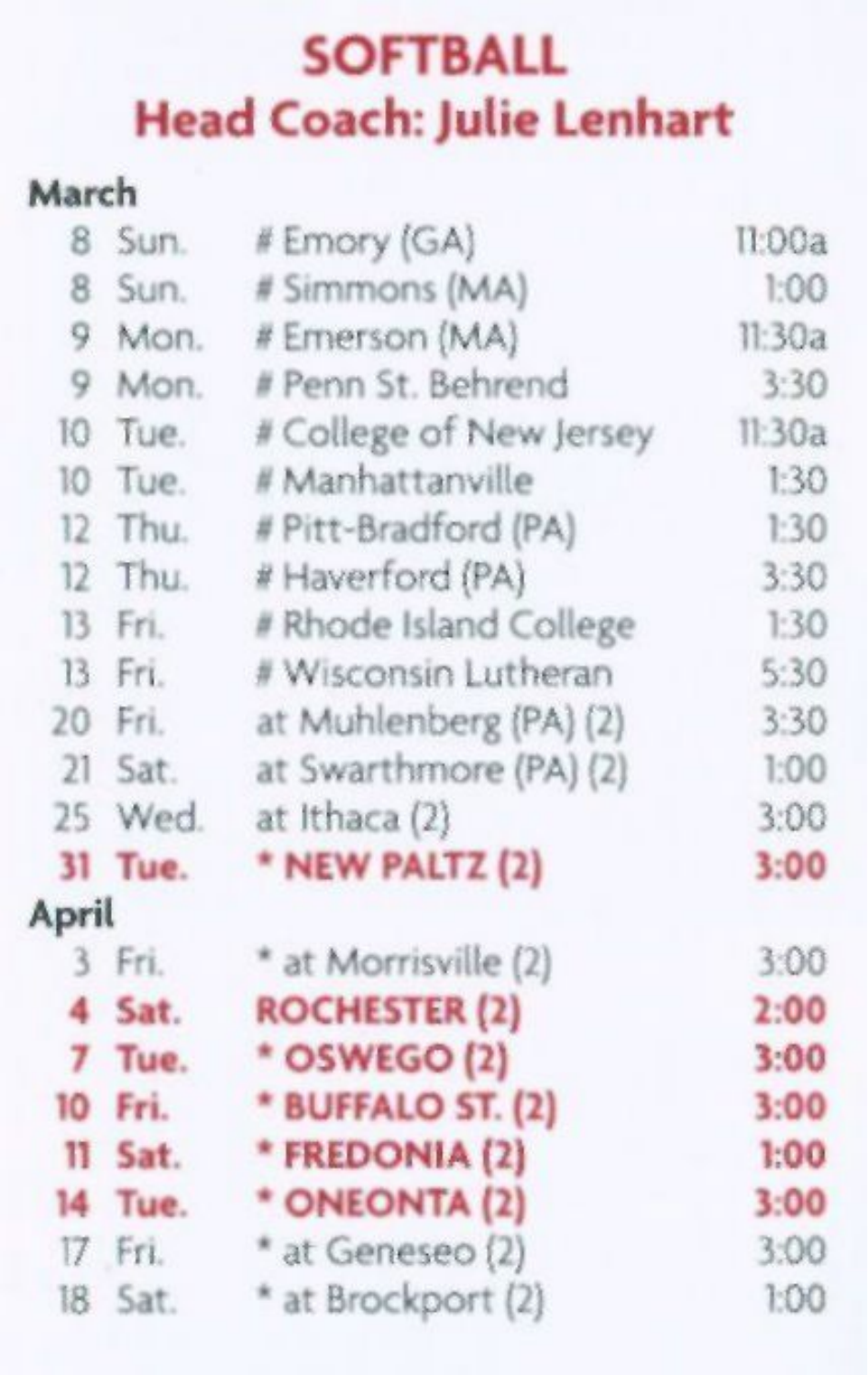# SOFTBALL

## Head Coach: Julie Lenhart

| Date | Day | Opponent | Time |
|---|---|---|---|
| **March** | | | |
| 8 | Sun. | # Emory (GA) | 11:00a |
| 8 | Sun. | # Simmons (MA) | 1:00 |
| 9 | Mon. | # Emerson (MA) | 11:30a |
| 9 | Mon. | # Penn St. Behrend | 3:30 |
| 10 | Tue. | # College of New Jersey | 11:30a |
| 10 | Tue. | # Manhattanville | 1:30 |
| 12 | Thu. | # Pitt-Bradford (PA) | 1:30 |
| 12 | Thu. | # Haverford (PA) | 3:30 |
| 13 | Fri. | # Rhode Island College | 1:30 |
| 13 | Fri. | # Wisconsin Lutheran | 5:30 |
| 20 | Fri. | at Muhlenberg (PA) (2) | 3:30 |
| 21 | Sat. | at Swarthmore (PA) (2) | 1:00 |
| 25 | Wed. | at Ithaca (2) | 3:00 |
| **31** | **Tue.** | **\* NEW PALTZ (2)** | **3:00** |
| **April** | | | |
| 3 | Fri. | \* at Morrisville (2) | 3:00 |
| **4** | **Sat.** | **ROCHESTER (2)** | **2:00** |
| **7** | **Tue.** | **\* OSWEGO (2)** | **3:00** |
| **10** | **Fri.** | **\* BUFFALO ST. (2)** | **3:00** |
| **11** | **Sat.** | **\* FREDONIA (2)** | **1:00** |
| **14** | **Tue.** | **\* ONEONTA (2)** | **3:00** |
| 17 | Fri. | \* at Geneseo (2) | 3:00 |
| 18 | Sat. | \* at Brockport (2) | 1:00 |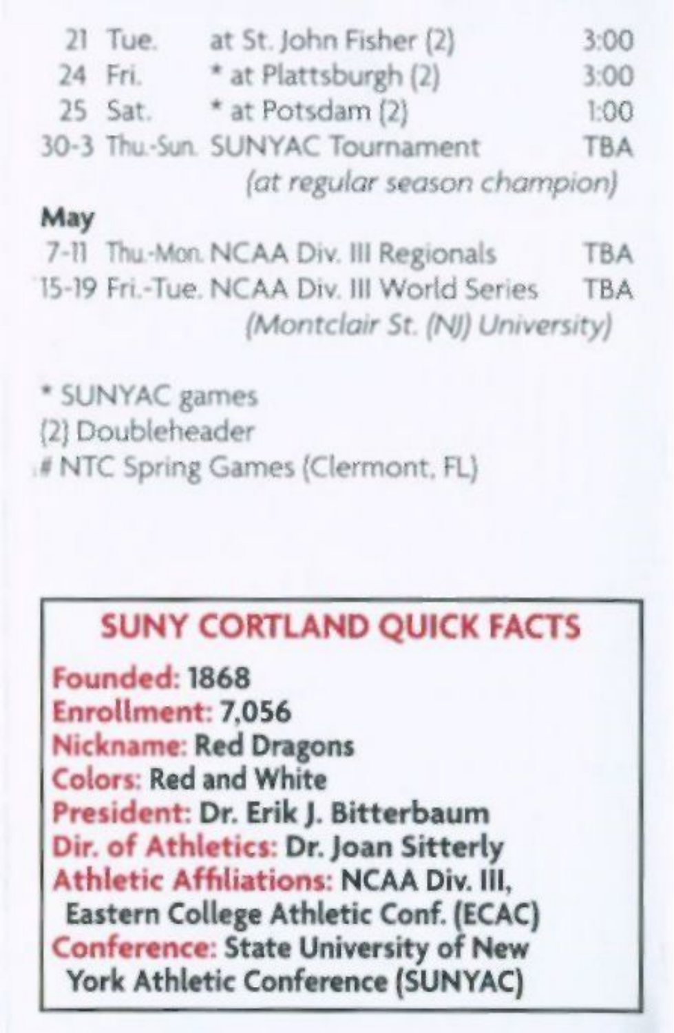| | | | |
|---|---|---|---|
| 21 | Tue. | at St. John Fisher (2) | 3:00 |
| 24 | Fri. | * at Plattsburgh (2) | 3:00 |
| 25 | Sat. | * at Potsdam (2) | 1:00 |
| 30-3 | Thu.-Sun. | SUNYAC Tournament *(at regular season champion)* | TBA |

**May**

| | | | |
|---|---|---|---|
| 7-11 | Thu.-Mon. | NCAA Div. III Regionals | TBA |
| 15-19 | Fri.-Tue. | NCAA Div. III World Series *(Montclair St. (NJ) University)* | TBA |

* SUNYAC games
(2) Doubleheader
# NTC Spring Games (Clermont, FL)

## SUNY CORTLAND QUICK FACTS

**Founded:** 1868
**Enrollment:** 7,056
**Nickname:** Red Dragons
**Colors:** Red and White
**President:** Dr. Erik J. Bitterbaum
**Dir. of Athletics:** Dr. Joan Sitterly
**Athletic Affiliations:** NCAA Div. III, Eastern College Athletic Conf. (ECAC)
**Conference:** State University of New York Athletic Conference (SUNYAC)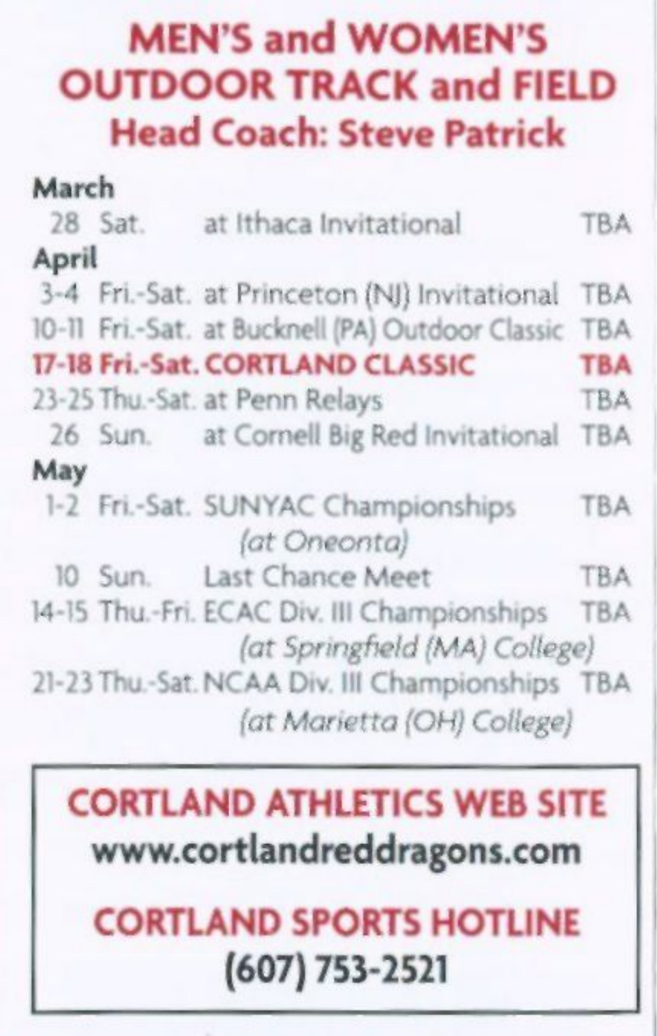# MEN'S and WOMEN'S OUTDOOR TRACK and FIELD

## Head Coach: Steve Patrick

| Date | Day | Event | Time |
|---|---|---|---|
| **March** | | | |
| 28 | Sat. | at Ithaca Invitational | TBA |
| **April** | | | |
| 3-4 | Fri.-Sat. | at Princeton (NJ) Invitational | TBA |
| 10-11 | Fri.-Sat. | at Bucknell (PA) Outdoor Classic | TBA |
| **17-18** | **Fri.-Sat.** | **CORTLAND CLASSIC** | **TBA** |
| 23-25 | Thu.-Sat. | at Penn Relays | TBA |
| 26 | Sun. | at Cornell Big Red Invitational | TBA |
| **May** | | | |
| 1-2 | Fri.-Sat. | SUNYAC Championships *(at Oneonta)* | TBA |
| 10 | Sun. | Last Chance Meet | TBA |
| 14-15 | Thu.-Fri. | ECAC Div. III Championships *(at Springfield (MA) College)* | TBA |
| 21-23 | Thu.-Sat. | NCAA Div. III Championships *(at Marietta (OH) College)* | TBA |

**CORTLAND ATHLETICS WEB SITE**

**www.cortlandreddragons.com**

**CORTLAND SPORTS HOTLINE**

**(607) 753-2521**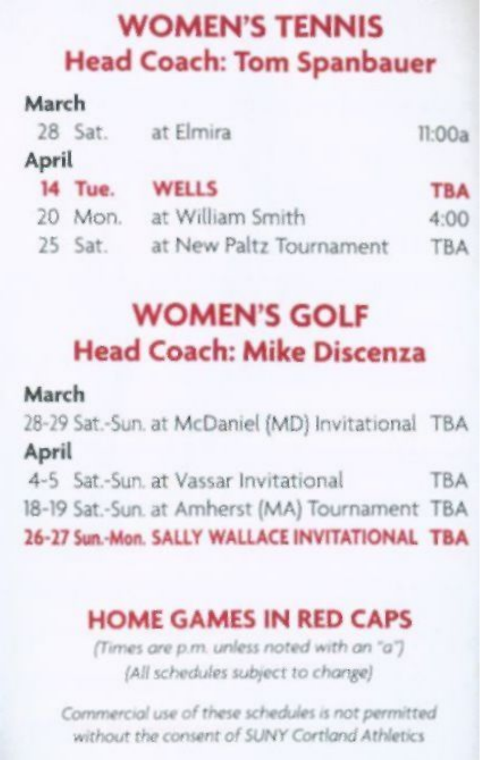# WOMEN'S TENNIS

## Head Coach: Tom Spanbauer

**March**

| | | | |
|---|---|---|---|
| 28 | Sat. | at Elmira | 11:00a |

**April**

| | | | |
|---|---|---|---|
| **14** | **Tue.** | **WELLS** | **TBA** |
| 20 | Mon. | at William Smith | 4:00 |
| 25 | Sat. | at New Paltz Tournament | TBA |

# WOMEN'S GOLF

## Head Coach: Mike Discenza

**March**

| | | | |
|---|---|---|---|
| 28-29 | Sat.-Sun. | at McDaniel (MD) Invitational | TBA |

**April**

| | | | |
|---|---|---|---|
| 4-5 | Sat.-Sun. | at Vassar Invitational | TBA |
| 18-19 | Sat.-Sun. | at Amherst (MA) Tournament | TBA |
| **26-27** | **Sun.-Mon.** | **SALLY WALLACE INVITATIONAL** | **TBA** |

## HOME GAMES IN RED CAPS

*(Times are p.m. unless noted with an "a")*

*(All schedules subject to change)*

*Commercial use of these schedules is not permitted without the consent of SUNY Cortland Athletics*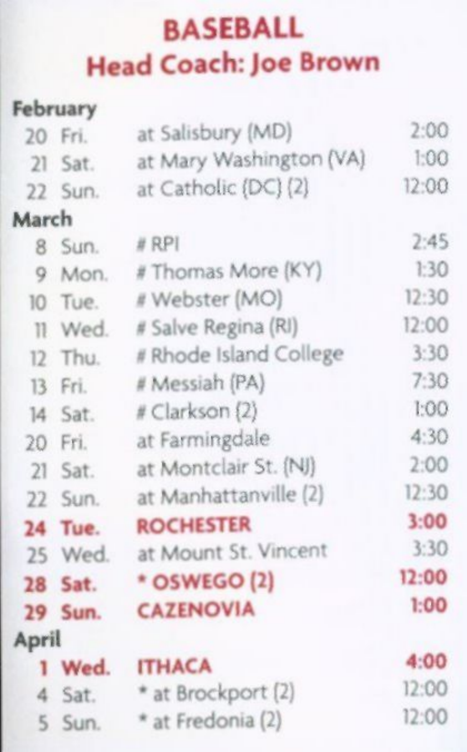# BASEBALL

## Head Coach: Joe Brown

**February**

| | | | |
|---|---|---|---|
| 20 | Fri. | at Salisbury (MD) | 2:00 |
| 21 | Sat. | at Mary Washington (VA) | 1:00 |
| 22 | Sun. | at Catholic (DC) (2) | 12:00 |

**March**

| | | | |
|---|---|---|---|
| 8 | Sun. | # RPI | 2:45 |
| 9 | Mon. | # Thomas More (KY) | 1:30 |
| 10 | Tue. | # Webster (MO) | 12:30 |
| 11 | Wed. | # Salve Regina (RI) | 12:00 |
| 12 | Thu. | # Rhode Island College | 3:30 |
| 13 | Fri. | # Messiah (PA) | 7:30 |
| 14 | Sat. | # Clarkson (2) | 1:00 |
| 20 | Fri. | at Farmingdale | 4:30 |
| 21 | Sat. | at Montclair St. (NJ) | 2:00 |
| 22 | Sun. | at Manhattanville (2) | 12:30 |
| **24** | **Tue.** | **ROCHESTER** | **3:00** |
| 25 | Wed. | at Mount St. Vincent | 3:30 |
| **28** | **Sat.** | *** OSWEGO (2)** | **12:00** |
| **29** | **Sun.** | **CAZENOVIA** | **1:00** |

**April**

| | | | |
|---|---|---|---|
| **1** | **Wed.** | **ITHACA** | **4:00** |
| 4 | Sat. | * at Brockport (2) | 12:00 |
| 5 | Sun. | * at Fredonia (2) | 12:00 |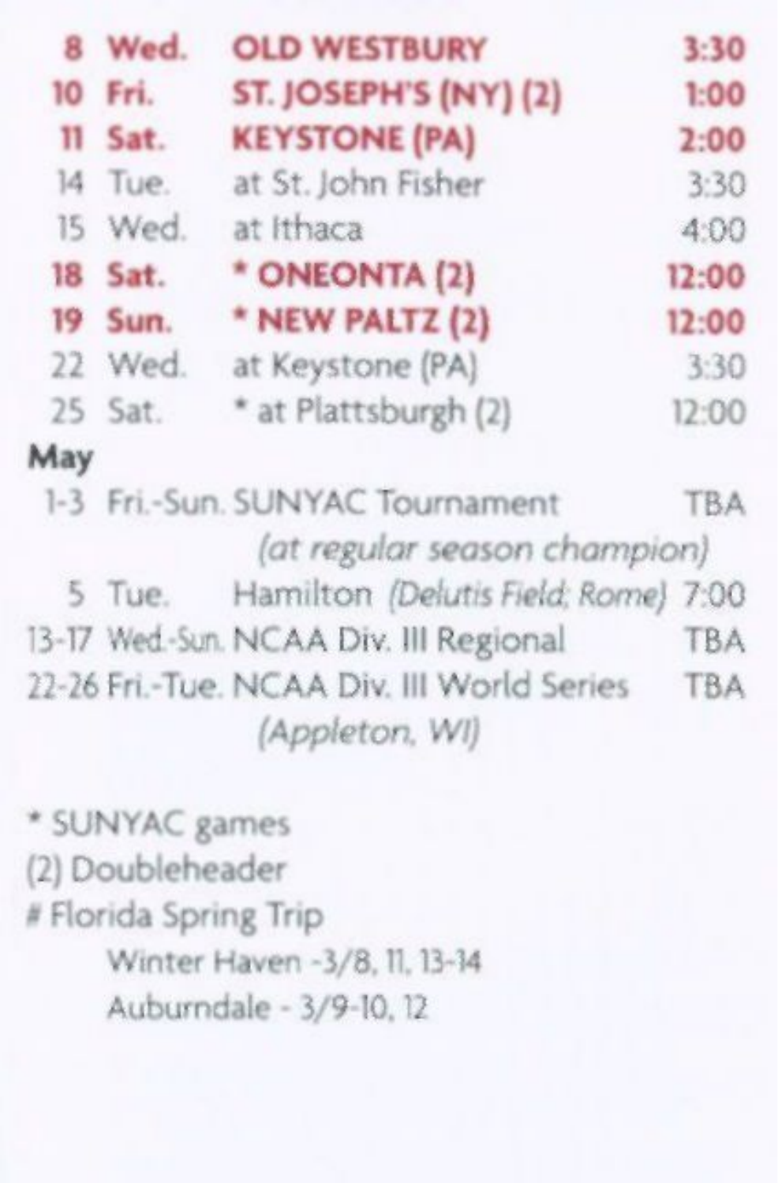| | | | |
|---|---|---|---|
| **8** | **Wed.** | **OLD WESTBURY** | **3:30** |
| **10** | **Fri.** | **ST. JOSEPH'S (NY) (2)** | **1:00** |
| **11** | **Sat.** | **KEYSTONE (PA)** | **2:00** |
| 14 | Tue. | at St. John Fisher | 3:30 |
| 15 | Wed. | at Ithaca | 4:00 |
| **18** | **Sat.** | **\* ONEONTA (2)** | **12:00** |
| **19** | **Sun.** | **\* NEW PALTZ (2)** | **12:00** |
| 22 | Wed. | at Keystone (PA) | 3:30 |
| 25 | Sat. | * at Plattsburgh (2) | 12:00 |

**May**

| | | | |
|---|---|---|---|
| 1-3 | Fri.-Sun. | SUNYAC Tournament *(at regular season champion)* | TBA |
| 5 | Tue. | Hamilton *(Delutis Field; Rome)* | 7:00 |
| 13-17 | Wed.-Sun. | NCAA Div. III Regional | TBA |
| 22-26 | Fri.-Tue. | NCAA Div. III World Series *(Appleton, WI)* | TBA |

* SUNYAC games
(2) Doubleheader
# Florida Spring Trip
Winter Haven - 3/8, 11, 13-14
Auburndale - 3/9-10, 12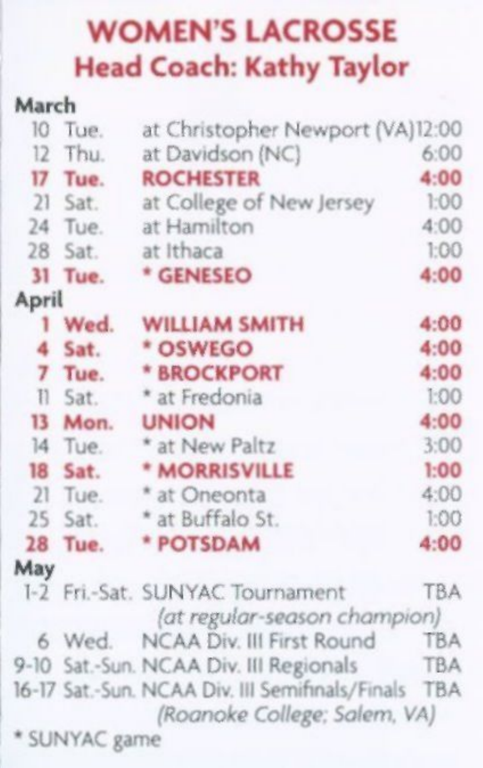# WOMEN'S LACROSSE

## Head Coach: Kathy Taylor

**March**

| Date | Day | Opponent | Time |
|---|---|---|---|
| 10 | Tue. | at Christopher Newport (VA) | 12:00 |
| 12 | Thu. | at Davidson (NC) | 6:00 |
| **17** | **Tue.** | **ROCHESTER** | **4:00** |
| 21 | Sat. | at College of New Jersey | 1:00 |
| 24 | Tue. | at Hamilton | 4:00 |
| 28 | Sat. | at Ithaca | 1:00 |
| **31** | **Tue.** | *** GENESEO** | **4:00** |

**April**

| Date | Day | Opponent | Time |
|---|---|---|---|
| **1** | **Wed.** | **WILLIAM SMITH** | **4:00** |
| **4** | **Sat.** | *** OSWEGO** | **4:00** |
| **7** | **Tue.** | *** BROCKPORT** | **4:00** |
| 11 | Sat. | * at Fredonia | 1:00 |
| **13** | **Mon.** | **UNION** | **4:00** |
| 14 | Tue. | * at New Paltz | 3:00 |
| **18** | **Sat.** | *** MORRISVILLE** | **1:00** |
| 21 | Tue. | * at Oneonta | 4:00 |
| 25 | Sat. | * at Buffalo St. | 1:00 |
| **28** | **Tue.** | *** POTSDAM** | **4:00** |

**May**

| Date | Day | Event | Time |
|---|---|---|---|
| 1-2 | Fri.-Sat. | SUNYAC Tournament *(at regular-season champion)* | TBA |
| 6 | Wed. | NCAA Div. III First Round | TBA |
| 9-10 | Sat.-Sun. | NCAA Div. III Regionals | TBA |
| 16-17 | Sat.-Sun. | NCAA Div. III Semifinals/Finals *(Roanoke College; Salem, VA)* | TBA |

* SUNYAC game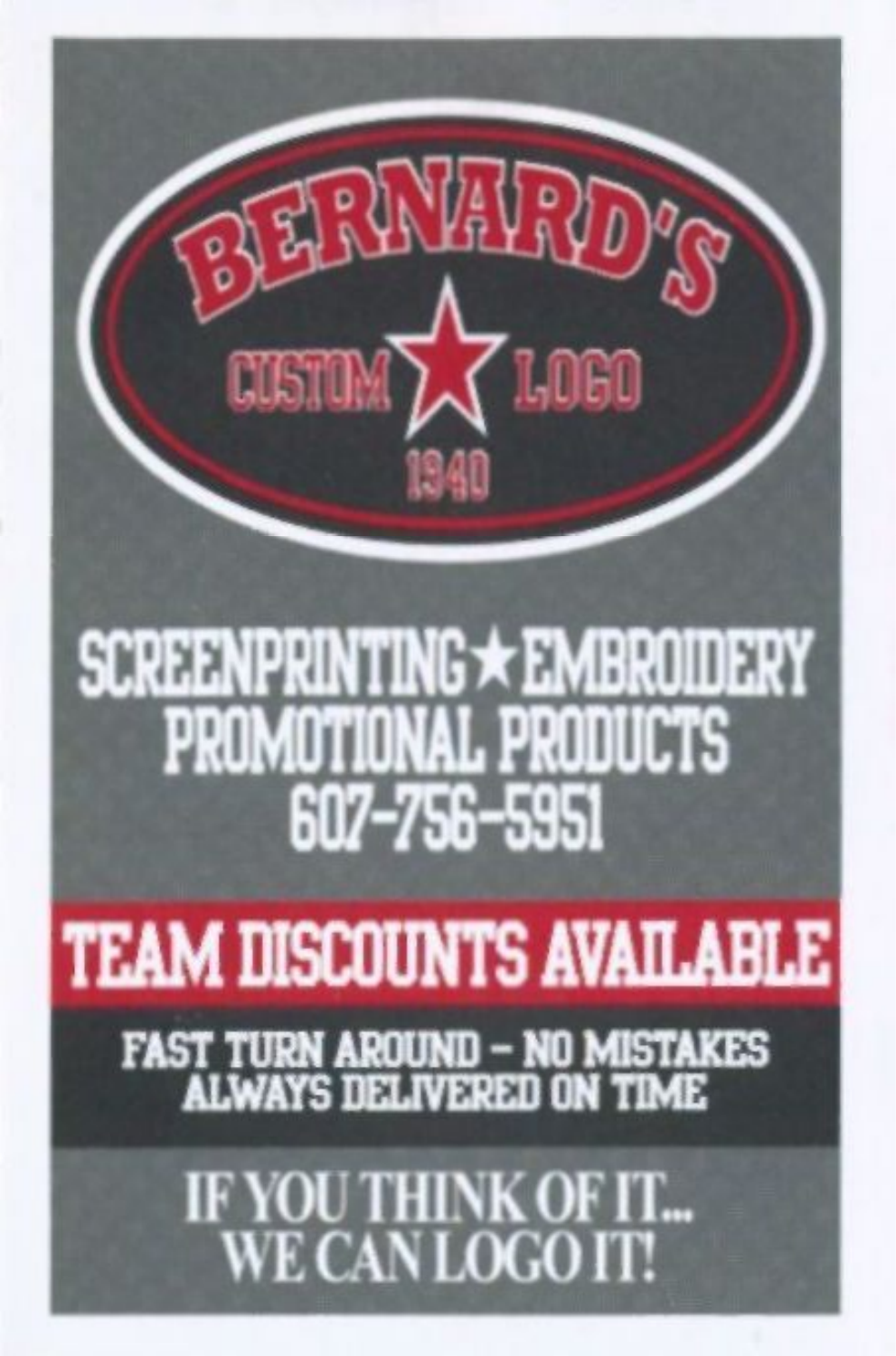# BERNARD'S

CUSTOM ★ LOGO

1940

## SCREENPRINTING ★ EMBROIDERY
## PROMOTIONAL PRODUCTS
## 607-756-5951

## TEAM DISCOUNTS AVAILABLE

**FAST TURN AROUND – NO MISTAKES**
**ALWAYS DELIVERED ON TIME**

IF YOU THINK OF IT...
WE CAN LOGO IT!